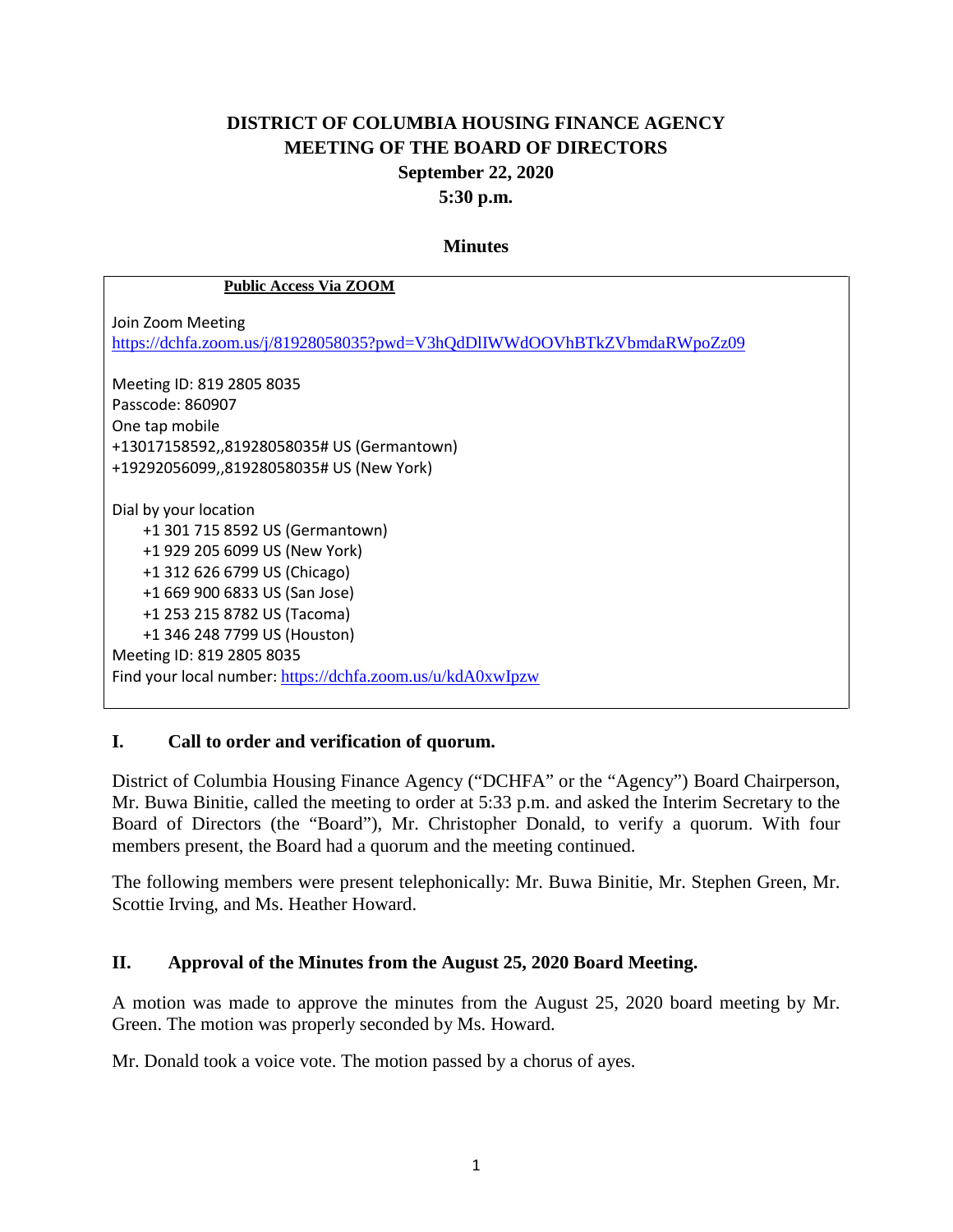# DISTRICT OF COLUMBIA HOUSING FINANCE AGENCY
# MEETING OF THE BOARD OF DIRECTORS
## September 22, 2020
## 5:30 p.m.

### Minutes

**Public Access Via ZOOM**

Join Zoom Meeting
https://dchfa.zoom.us/j/81928058035?pwd=V3hQdDlIWWdOOVhBTkZVbmdaRWpoZz09

Meeting ID: 819 2805 8035
Passcode: 860907
One tap mobile
+13017158592,,81928058035# US (Germantown)
+19292056099,,81928058035# US (New York)

Dial by your location
- +1 301 715 8592 US (Germantown)
- +1 929 205 6099 US (New York)
- +1 312 626 6799 US (Chicago)
- +1 669 900 6833 US (San Jose)
- +1 253 215 8782 US (Tacoma)
- +1 346 248 7799 US (Houston)

Meeting ID: 819 2805 8035
Find your local number: https://dchfa.zoom.us/u/kdA0xwIpzw

## I. Call to order and verification of quorum.

District of Columbia Housing Finance Agency ("DCHFA" or the "Agency") Board Chairperson, Mr. Buwa Binitie, called the meeting to order at 5:33 p.m. and asked the Interim Secretary to the Board of Directors (the "Board"), Mr. Christopher Donald, to verify a quorum. With four members present, the Board had a quorum and the meeting continued.

The following members were present telephonically: Mr. Buwa Binitie, Mr. Stephen Green, Mr. Scottie Irving, and Ms. Heather Howard.

## II. Approval of the Minutes from the August 25, 2020 Board Meeting.

A motion was made to approve the minutes from the August 25, 2020 board meeting by Mr. Green. The motion was properly seconded by Ms. Howard.

Mr. Donald took a voice vote. The motion passed by a chorus of ayes.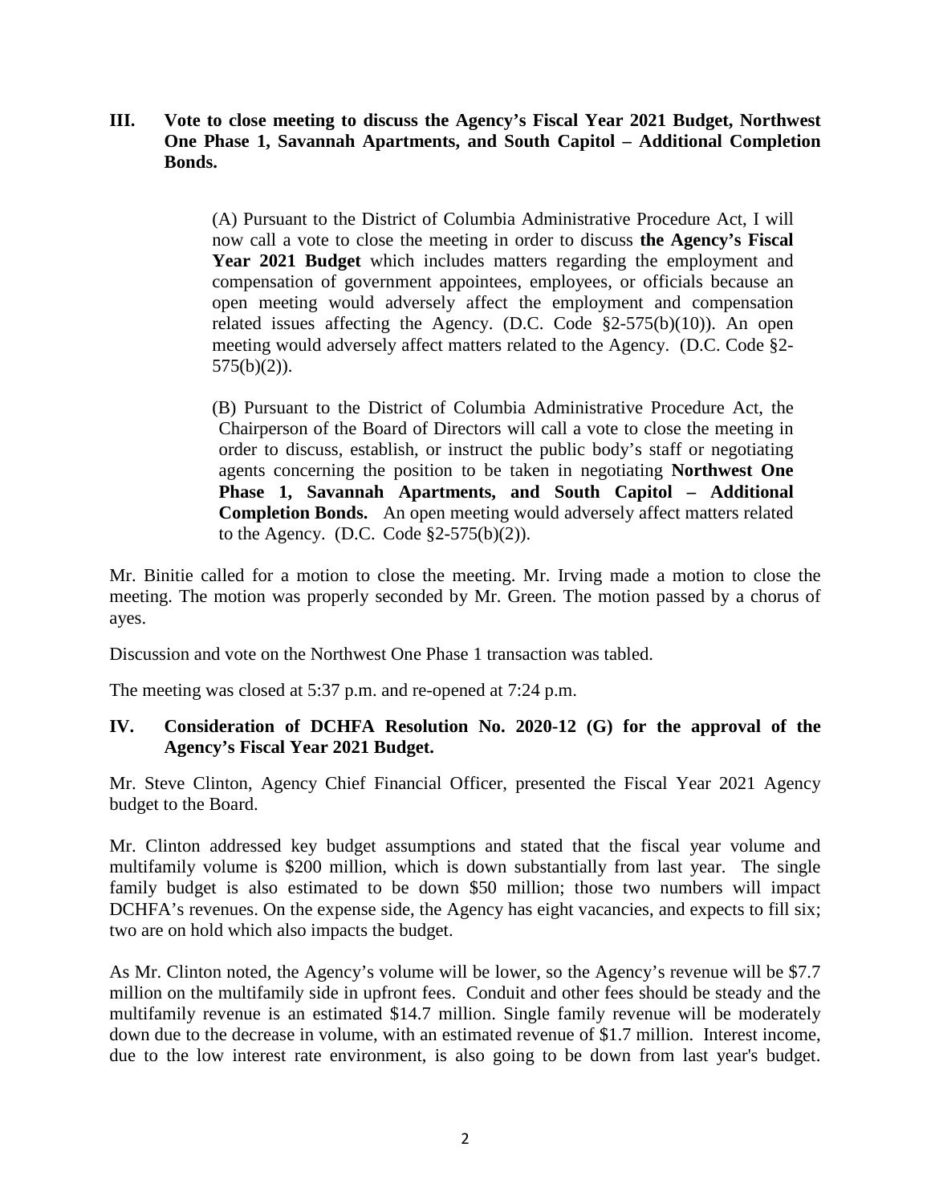**III. Vote to close meeting to discuss the Agency's Fiscal Year 2021 Budget, Northwest One Phase 1, Savannah Apartments, and South Capitol – Additional Completion Bonds.**

> (A) Pursuant to the District of Columbia Administrative Procedure Act, I will now call a vote to close the meeting in order to discuss **the Agency's Fiscal Year 2021 Budget** which includes matters regarding the employment and compensation of government appointees, employees, or officials because an open meeting would adversely affect the employment and compensation related issues affecting the Agency. (D.C. Code §2-575(b)(10)). An open meeting would adversely affect matters related to the Agency. (D.C. Code §2-575(b)(2)).
>
> (B) Pursuant to the District of Columbia Administrative Procedure Act, the Chairperson of the Board of Directors will call a vote to close the meeting in order to discuss, establish, or instruct the public body's staff or negotiating agents concerning the position to be taken in negotiating **Northwest One Phase 1, Savannah Apartments, and South Capitol – Additional Completion Bonds.** An open meeting would adversely affect matters related to the Agency. (D.C. Code §2-575(b)(2)).

Mr. Binitie called for a motion to close the meeting. Mr. Irving made a motion to close the meeting. The motion was properly seconded by Mr. Green. The motion passed by a chorus of ayes.

Discussion and vote on the Northwest One Phase 1 transaction was tabled.

The meeting was closed at 5:37 p.m. and re-opened at 7:24 p.m.

**IV. Consideration of DCHFA Resolution No. 2020-12 (G) for the approval of the Agency's Fiscal Year 2021 Budget.**

Mr. Steve Clinton, Agency Chief Financial Officer, presented the Fiscal Year 2021 Agency budget to the Board.

Mr. Clinton addressed key budget assumptions and stated that the fiscal year volume and multifamily volume is $200 million, which is down substantially from last year. The single family budget is also estimated to be down $50 million; those two numbers will impact DCHFA's revenues. On the expense side, the Agency has eight vacancies, and expects to fill six; two are on hold which also impacts the budget.

As Mr. Clinton noted, the Agency's volume will be lower, so the Agency's revenue will be $7.7 million on the multifamily side in upfront fees. Conduit and other fees should be steady and the multifamily revenue is an estimated $14.7 million. Single family revenue will be moderately down due to the decrease in volume, with an estimated revenue of $1.7 million. Interest income, due to the low interest rate environment, is also going to be down from last year's budget.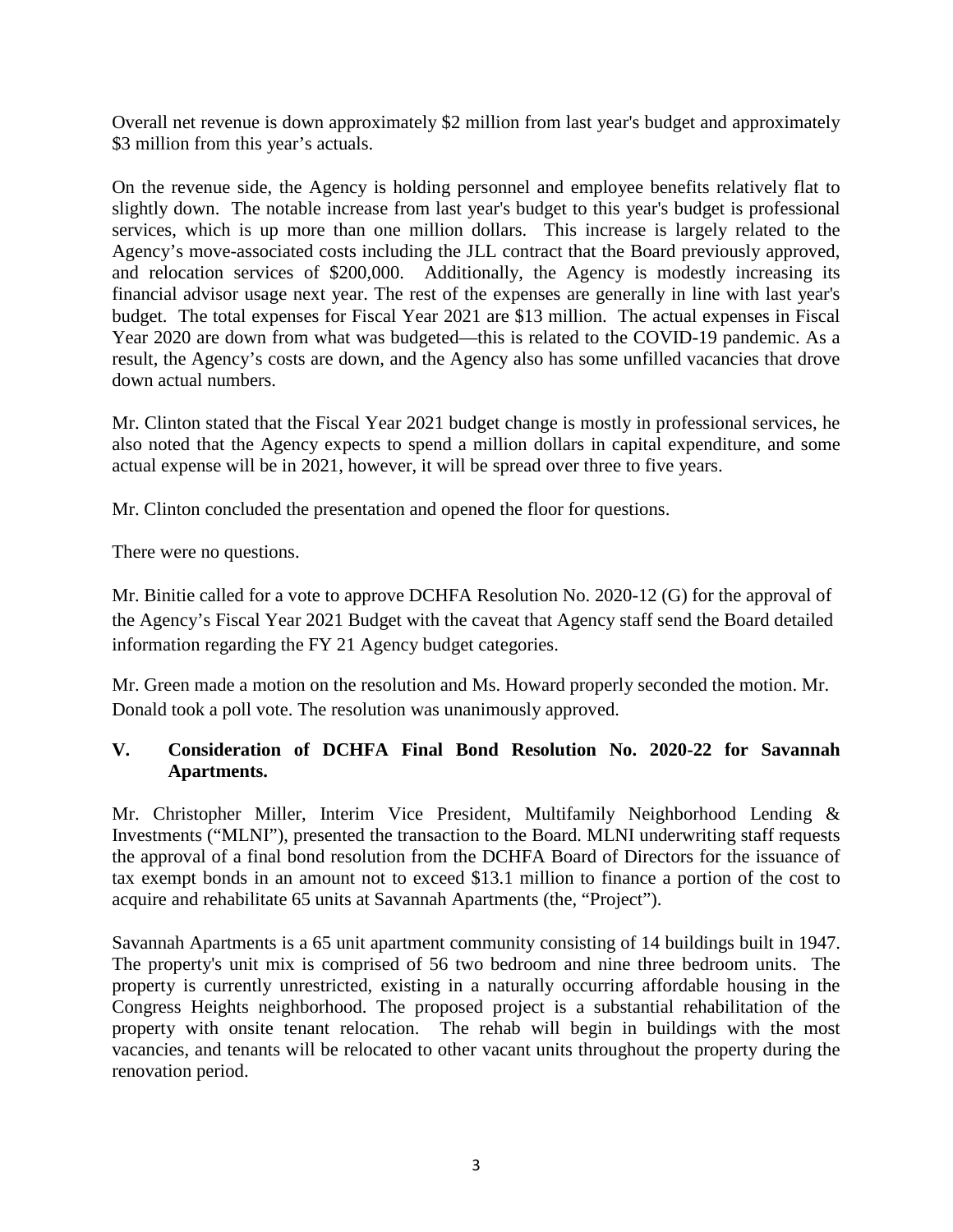Overall net revenue is down approximately $2 million from last year's budget and approximately $3 million from this year's actuals.

On the revenue side, the Agency is holding personnel and employee benefits relatively flat to slightly down. The notable increase from last year's budget to this year's budget is professional services, which is up more than one million dollars. This increase is largely related to the Agency's move-associated costs including the JLL contract that the Board previously approved, and relocation services of $200,000. Additionally, the Agency is modestly increasing its financial advisor usage next year. The rest of the expenses are generally in line with last year's budget. The total expenses for Fiscal Year 2021 are $13 million. The actual expenses in Fiscal Year 2020 are down from what was budgeted—this is related to the COVID-19 pandemic. As a result, the Agency's costs are down, and the Agency also has some unfilled vacancies that drove down actual numbers.

Mr. Clinton stated that the Fiscal Year 2021 budget change is mostly in professional services, he also noted that the Agency expects to spend a million dollars in capital expenditure, and some actual expense will be in 2021, however, it will be spread over three to five years.

Mr. Clinton concluded the presentation and opened the floor for questions.

There were no questions.

Mr. Binitie called for a vote to approve DCHFA Resolution No. 2020-12 (G) for the approval of the Agency's Fiscal Year 2021 Budget with the caveat that Agency staff send the Board detailed information regarding the FY 21 Agency budget categories.

Mr. Green made a motion on the resolution and Ms. Howard properly seconded the motion. Mr. Donald took a poll vote. The resolution was unanimously approved.

## V. Consideration of DCHFA Final Bond Resolution No. 2020-22 for Savannah Apartments.

Mr. Christopher Miller, Interim Vice President, Multifamily Neighborhood Lending & Investments ("MLNI"), presented the transaction to the Board. MLNI underwriting staff requests the approval of a final bond resolution from the DCHFA Board of Directors for the issuance of tax exempt bonds in an amount not to exceed $13.1 million to finance a portion of the cost to acquire and rehabilitate 65 units at Savannah Apartments (the, "Project").

Savannah Apartments is a 65 unit apartment community consisting of 14 buildings built in 1947. The property's unit mix is comprised of 56 two bedroom and nine three bedroom units. The property is currently unrestricted, existing in a naturally occurring affordable housing in the Congress Heights neighborhood. The proposed project is a substantial rehabilitation of the property with onsite tenant relocation. The rehab will begin in buildings with the most vacancies, and tenants will be relocated to other vacant units throughout the property during the renovation period.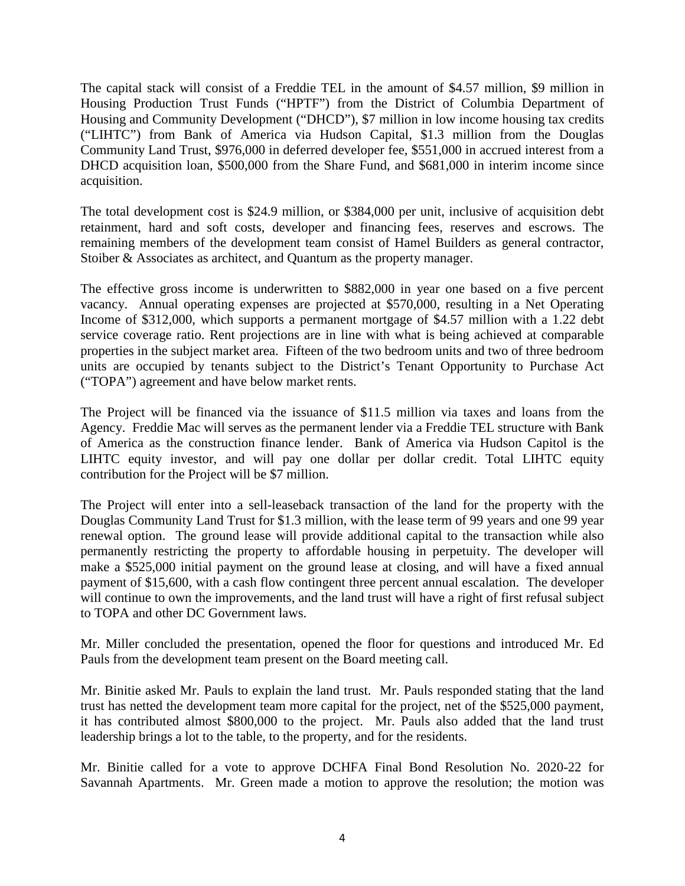The capital stack will consist of a Freddie TEL in the amount of $4.57 million, $9 million in Housing Production Trust Funds ("HPTF") from the District of Columbia Department of Housing and Community Development ("DHCD"), $7 million in low income housing tax credits ("LIHTC") from Bank of America via Hudson Capital, $1.3 million from the Douglas Community Land Trust, $976,000 in deferred developer fee, $551,000 in accrued interest from a DHCD acquisition loan, $500,000 from the Share Fund, and $681,000 in interim income since acquisition.

The total development cost is $24.9 million, or $384,000 per unit, inclusive of acquisition debt retainment, hard and soft costs, developer and financing fees, reserves and escrows. The remaining members of the development team consist of Hamel Builders as general contractor, Stoiber & Associates as architect, and Quantum as the property manager.

The effective gross income is underwritten to $882,000 in year one based on a five percent vacancy. Annual operating expenses are projected at $570,000, resulting in a Net Operating Income of $312,000, which supports a permanent mortgage of $4.57 million with a 1.22 debt service coverage ratio. Rent projections are in line with what is being achieved at comparable properties in the subject market area. Fifteen of the two bedroom units and two of three bedroom units are occupied by tenants subject to the District's Tenant Opportunity to Purchase Act ("TOPA") agreement and have below market rents.

The Project will be financed via the issuance of $11.5 million via taxes and loans from the Agency. Freddie Mac will serves as the permanent lender via a Freddie TEL structure with Bank of America as the construction finance lender. Bank of America via Hudson Capitol is the LIHTC equity investor, and will pay one dollar per dollar credit. Total LIHTC equity contribution for the Project will be $7 million.

The Project will enter into a sell-leaseback transaction of the land for the property with the Douglas Community Land Trust for $1.3 million, with the lease term of 99 years and one 99 year renewal option. The ground lease will provide additional capital to the transaction while also permanently restricting the property to affordable housing in perpetuity. The developer will make a $525,000 initial payment on the ground lease at closing, and will have a fixed annual payment of $15,600, with a cash flow contingent three percent annual escalation. The developer will continue to own the improvements, and the land trust will have a right of first refusal subject to TOPA and other DC Government laws.

Mr. Miller concluded the presentation, opened the floor for questions and introduced Mr. Ed Pauls from the development team present on the Board meeting call.

Mr. Binitie asked Mr. Pauls to explain the land trust. Mr. Pauls responded stating that the land trust has netted the development team more capital for the project, net of the $525,000 payment, it has contributed almost $800,000 to the project. Mr. Pauls also added that the land trust leadership brings a lot to the table, to the property, and for the residents.

Mr. Binitie called for a vote to approve DCHFA Final Bond Resolution No. 2020-22 for Savannah Apartments. Mr. Green made a motion to approve the resolution; the motion was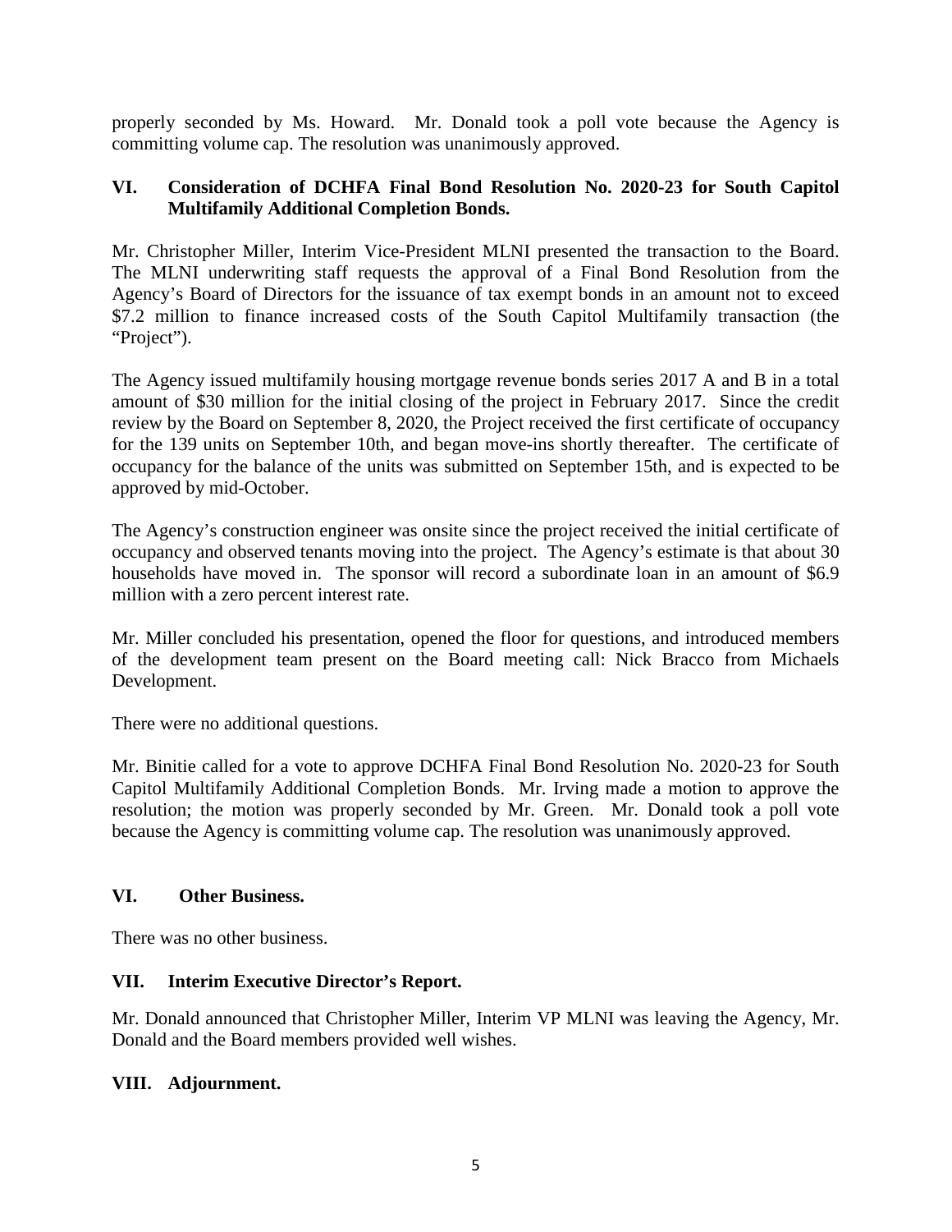properly seconded by Ms. Howard. Mr. Donald took a poll vote because the Agency is committing volume cap. The resolution was unanimously approved.

## VI. Consideration of DCHFA Final Bond Resolution No. 2020-23 for South Capitol Multifamily Additional Completion Bonds.

Mr. Christopher Miller, Interim Vice-President MLNI presented the transaction to the Board. The MLNI underwriting staff requests the approval of a Final Bond Resolution from the Agency's Board of Directors for the issuance of tax exempt bonds in an amount not to exceed $7.2 million to finance increased costs of the South Capitol Multifamily transaction (the "Project").

The Agency issued multifamily housing mortgage revenue bonds series 2017 A and B in a total amount of $30 million for the initial closing of the project in February 2017. Since the credit review by the Board on September 8, 2020, the Project received the first certificate of occupancy for the 139 units on September 10th, and began move-ins shortly thereafter. The certificate of occupancy for the balance of the units was submitted on September 15th, and is expected to be approved by mid-October.

The Agency's construction engineer was onsite since the project received the initial certificate of occupancy and observed tenants moving into the project. The Agency's estimate is that about 30 households have moved in. The sponsor will record a subordinate loan in an amount of $6.9 million with a zero percent interest rate.

Mr. Miller concluded his presentation, opened the floor for questions, and introduced members of the development team present on the Board meeting call: Nick Bracco from Michaels Development.

There were no additional questions.

Mr. Binitie called for a vote to approve DCHFA Final Bond Resolution No. 2020-23 for South Capitol Multifamily Additional Completion Bonds. Mr. Irving made a motion to approve the resolution; the motion was properly seconded by Mr. Green. Mr. Donald took a poll vote because the Agency is committing volume cap. The resolution was unanimously approved.

## VI. Other Business.

There was no other business.

## VII. Interim Executive Director's Report.

Mr. Donald announced that Christopher Miller, Interim VP MLNI was leaving the Agency, Mr. Donald and the Board members provided well wishes.

## VIII. Adjournment.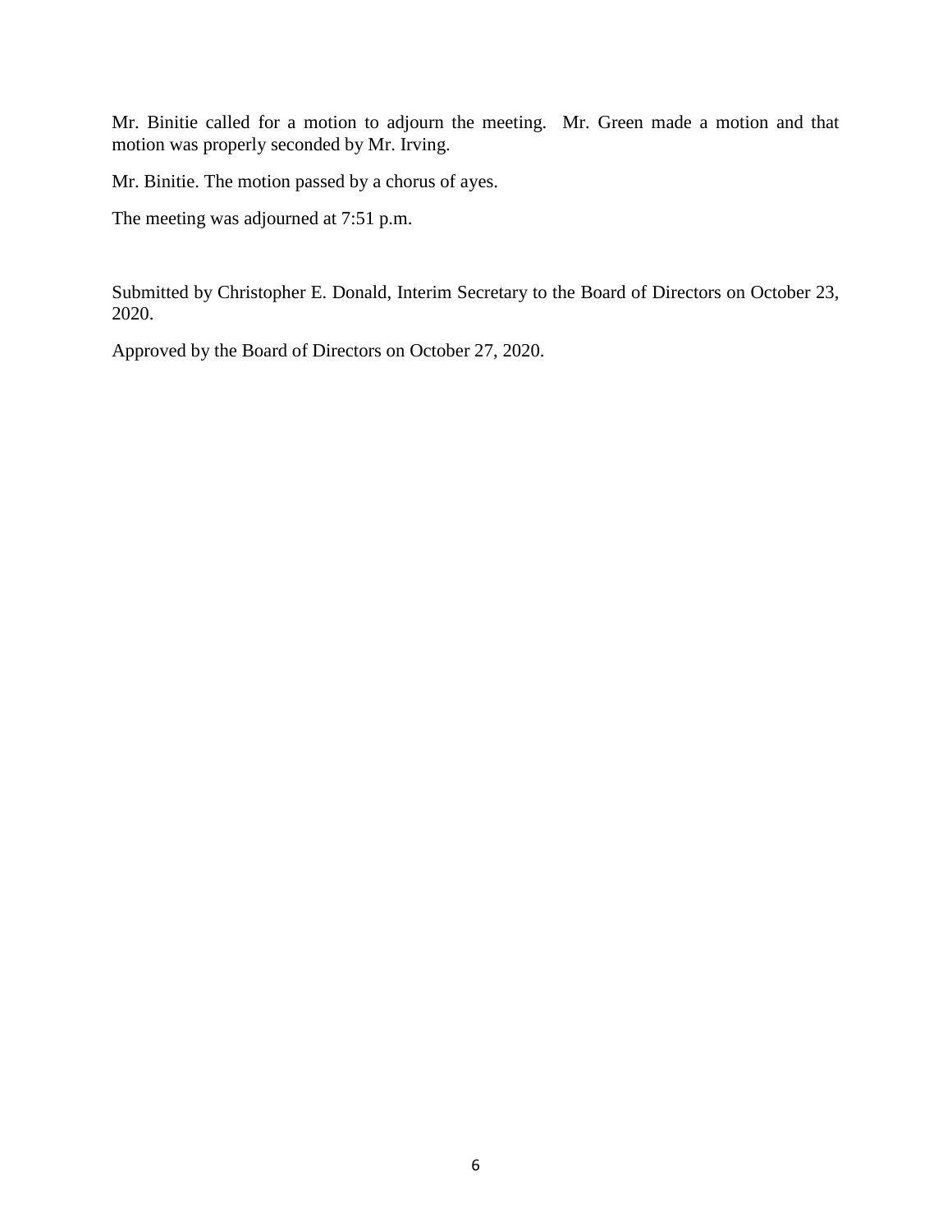Mr. Binitie called for a motion to adjourn the meeting. Mr. Green made a motion and that motion was properly seconded by Mr. Irving.

Mr. Binitie. The motion passed by a chorus of ayes.

The meeting was adjourned at 7:51 p.m.

Submitted by Christopher E. Donald, Interim Secretary to the Board of Directors on October 23, 2020.

Approved by the Board of Directors on October 27, 2020.